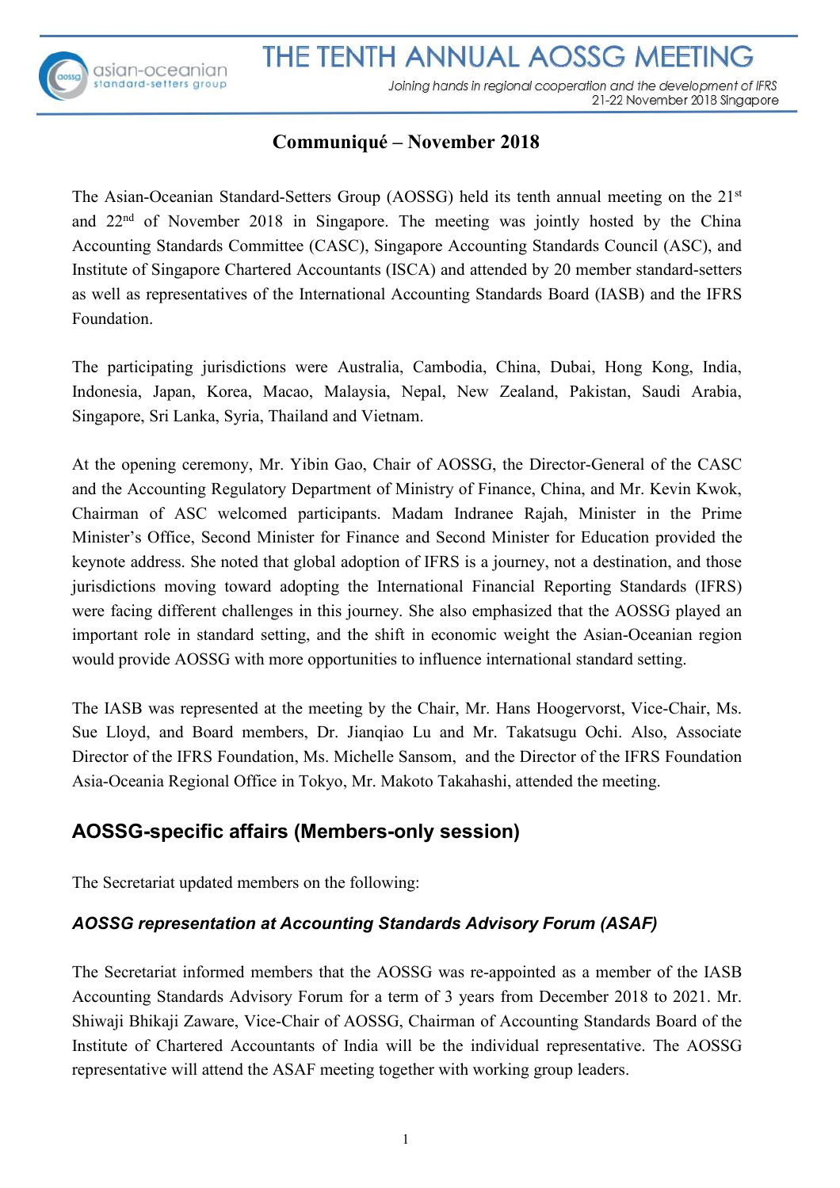# THE TENTH ANNUAL AOSSG MEETING

*Joining hands in regional cooperation and the development of IFRS*
21-22 November 2018 Singapore

## Communiqué – November 2018

The Asian-Oceanian Standard-Setters Group (AOSSG) held its tenth annual meeting on the 21st and 22nd of November 2018 in Singapore. The meeting was jointly hosted by the China Accounting Standards Committee (CASC), Singapore Accounting Standards Council (ASC), and Institute of Singapore Chartered Accountants (ISCA) and attended by 20 member standard-setters as well as representatives of the International Accounting Standards Board (IASB) and the IFRS Foundation.

The participating jurisdictions were Australia, Cambodia, China, Dubai, Hong Kong, India, Indonesia, Japan, Korea, Macao, Malaysia, Nepal, New Zealand, Pakistan, Saudi Arabia, Singapore, Sri Lanka, Syria, Thailand and Vietnam.

At the opening ceremony, Mr. Yibin Gao, Chair of AOSSG, the Director-General of the CASC and the Accounting Regulatory Department of Ministry of Finance, China, and Mr. Kevin Kwok, Chairman of ASC welcomed participants. Madam Indranee Rajah, Minister in the Prime Minister's Office, Second Minister for Finance and Second Minister for Education provided the keynote address. She noted that global adoption of IFRS is a journey, not a destination, and those jurisdictions moving toward adopting the International Financial Reporting Standards (IFRS) were facing different challenges in this journey. She also emphasized that the AOSSG played an important role in standard setting, and the shift in economic weight the Asian-Oceanian region would provide AOSSG with more opportunities to influence international standard setting.

The IASB was represented at the meeting by the Chair, Mr. Hans Hoogervorst, Vice-Chair, Ms. Sue Lloyd, and Board members, Dr. Jianqiao Lu and Mr. Takatsugu Ochi. Also, Associate Director of the IFRS Foundation, Ms. Michelle Sansom, and the Director of the IFRS Foundation Asia-Oceania Regional Office in Tokyo, Mr. Makoto Takahashi, attended the meeting.

## AOSSG-specific affairs (Members-only session)

The Secretariat updated members on the following:

### *AOSSG representation at Accounting Standards Advisory Forum (ASAF)*

The Secretariat informed members that the AOSSG was re-appointed as a member of the IASB Accounting Standards Advisory Forum for a term of 3 years from December 2018 to 2021. Mr. Shiwaji Bhikaji Zaware, Vice-Chair of AOSSG, Chairman of Accounting Standards Board of the Institute of Chartered Accountants of India will be the individual representative. The AOSSG representative will attend the ASAF meeting together with working group leaders.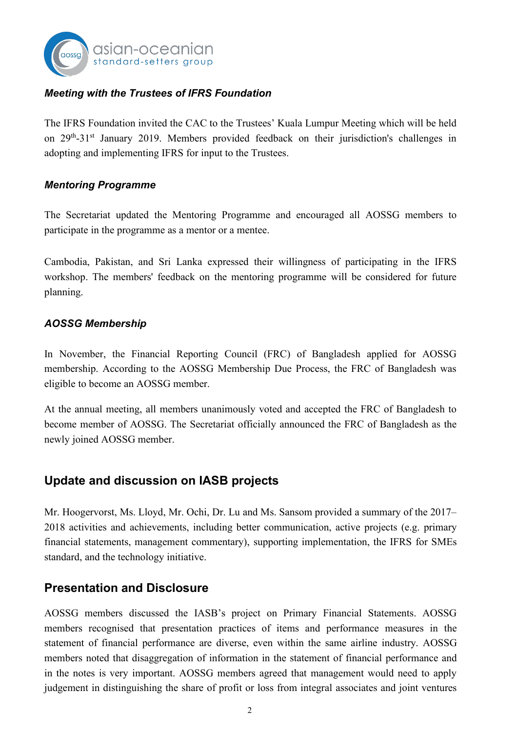### *Meeting with the Trustees of IFRS Foundation*

The IFRS Foundation invited the CAC to the Trustees' Kuala Lumpur Meeting which will be held on 29th-31st January 2019. Members provided feedback on their jurisdiction's challenges in adopting and implementing IFRS for input to the Trustees.

### *Mentoring Programme*

The Secretariat updated the Mentoring Programme and encouraged all AOSSG members to participate in the programme as a mentor or a mentee.

Cambodia, Pakistan, and Sri Lanka expressed their willingness of participating in the IFRS workshop. The members' feedback on the mentoring programme will be considered for future planning.

### *AOSSG Membership*

In November, the Financial Reporting Council (FRC) of Bangladesh applied for AOSSG membership. According to the AOSSG Membership Due Process, the FRC of Bangladesh was eligible to become an AOSSG member.

At the annual meeting, all members unanimously voted and accepted the FRC of Bangladesh to become member of AOSSG. The Secretariat officially announced the FRC of Bangladesh as the newly joined AOSSG member.

## Update and discussion on IASB projects

Mr. Hoogervorst, Ms. Lloyd, Mr. Ochi, Dr. Lu and Ms. Sansom provided a summary of the 2017–2018 activities and achievements, including better communication, active projects (e.g. primary financial statements, management commentary), supporting implementation, the IFRS for SMEs standard, and the technology initiative.

## Presentation and Disclosure

AOSSG members discussed the IASB's project on Primary Financial Statements. AOSSG members recognised that presentation practices of items and performance measures in the statement of financial performance are diverse, even within the same airline industry. AOSSG members noted that disaggregation of information in the statement of financial performance and in the notes is very important. AOSSG members agreed that management would need to apply judgement in distinguishing the share of profit or loss from integral associates and joint ventures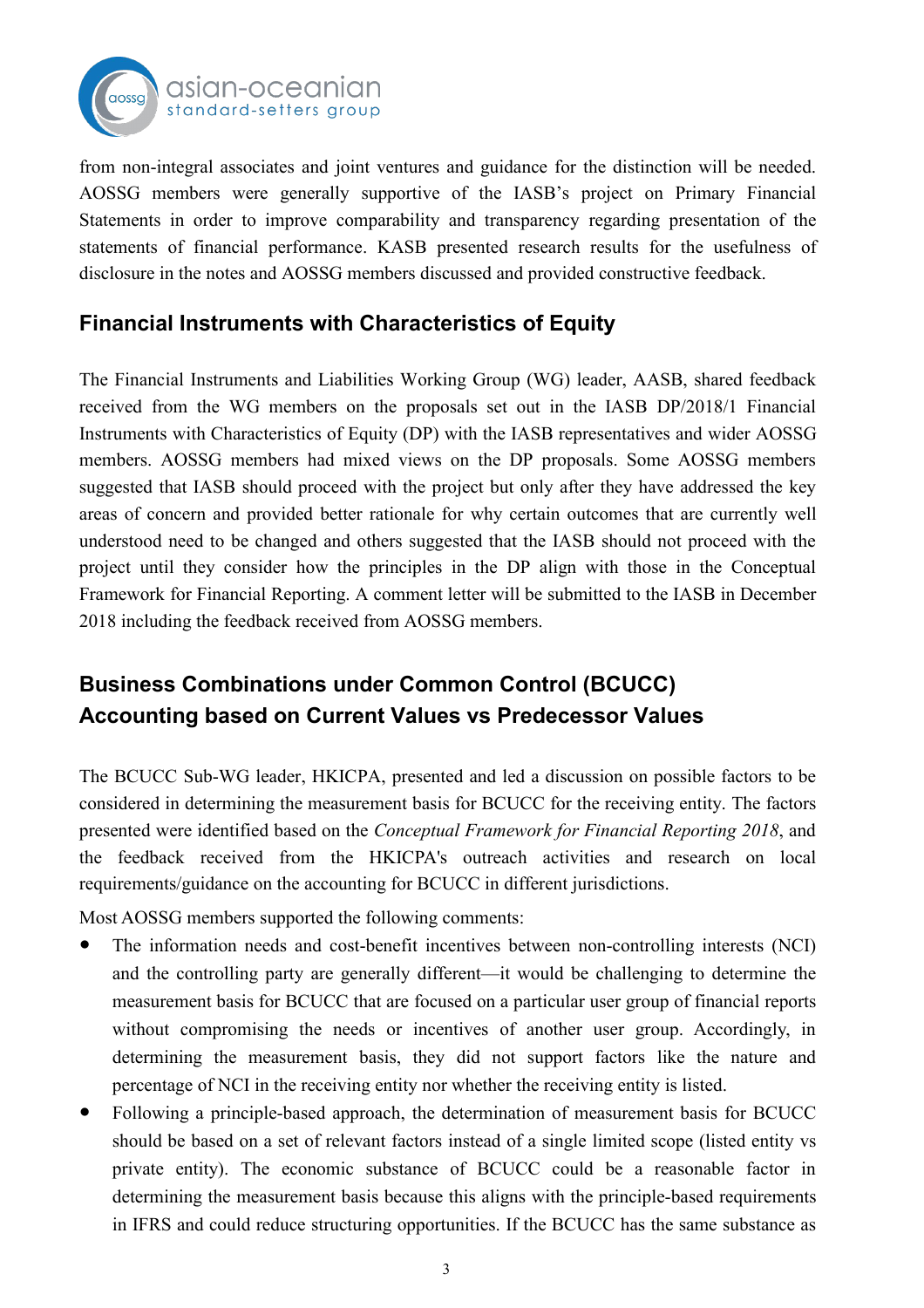from non-integral associates and joint ventures and guidance for the distinction will be needed. AOSSG members were generally supportive of the IASB's project on Primary Financial Statements in order to improve comparability and transparency regarding presentation of the statements of financial performance. KASB presented research results for the usefulness of disclosure in the notes and AOSSG members discussed and provided constructive feedback.

## Financial Instruments with Characteristics of Equity

The Financial Instruments and Liabilities Working Group (WG) leader, AASB, shared feedback received from the WG members on the proposals set out in the IASB DP/2018/1 Financial Instruments with Characteristics of Equity (DP) with the IASB representatives and wider AOSSG members. AOSSG members had mixed views on the DP proposals. Some AOSSG members suggested that IASB should proceed with the project but only after they have addressed the key areas of concern and provided better rationale for why certain outcomes that are currently well understood need to be changed and others suggested that the IASB should not proceed with the project until they consider how the principles in the DP align with those in the Conceptual Framework for Financial Reporting. A comment letter will be submitted to the IASB in December 2018 including the feedback received from AOSSG members.

## Business Combinations under Common Control (BCUCC) Accounting based on Current Values vs Predecessor Values

The BCUCC Sub-WG leader, HKICPA, presented and led a discussion on possible factors to be considered in determining the measurement basis for BCUCC for the receiving entity. The factors presented were identified based on the *Conceptual Framework for Financial Reporting 2018*, and the feedback received from the HKICPA's outreach activities and research on local requirements/guidance on the accounting for BCUCC in different jurisdictions.

Most AOSSG members supported the following comments:

- The information needs and cost-benefit incentives between non-controlling interests (NCI) and the controlling party are generally different—it would be challenging to determine the measurement basis for BCUCC that are focused on a particular user group of financial reports without compromising the needs or incentives of another user group. Accordingly, in determining the measurement basis, they did not support factors like the nature and percentage of NCI in the receiving entity nor whether the receiving entity is listed.
- Following a principle-based approach, the determination of measurement basis for BCUCC should be based on a set of relevant factors instead of a single limited scope (listed entity vs private entity). The economic substance of BCUCC could be a reasonable factor in determining the measurement basis because this aligns with the principle-based requirements in IFRS and could reduce structuring opportunities. If the BCUCC has the same substance as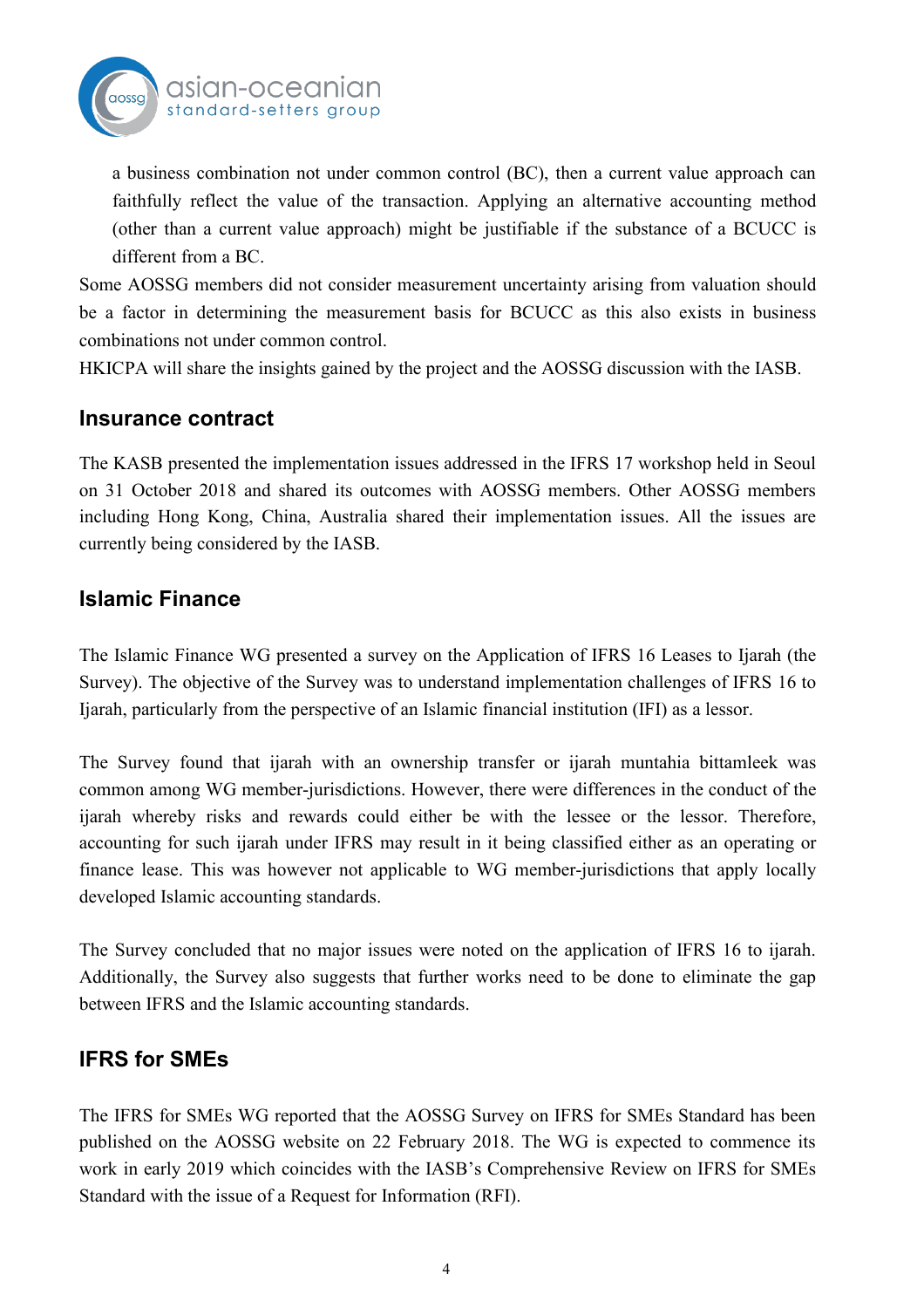a business combination not under common control (BC), then a current value approach can faithfully reflect the value of the transaction. Applying an alternative accounting method (other than a current value approach) might be justifiable if the substance of a BCUCC is different from a BC.

Some AOSSG members did not consider measurement uncertainty arising from valuation should be a factor in determining the measurement basis for BCUCC as this also exists in business combinations not under common control.

HKICPA will share the insights gained by the project and the AOSSG discussion with the IASB.

## Insurance contract

The KASB presented the implementation issues addressed in the IFRS 17 workshop held in Seoul on 31 October 2018 and shared its outcomes with AOSSG members. Other AOSSG members including Hong Kong, China, Australia shared their implementation issues. All the issues are currently being considered by the IASB.

## Islamic Finance

The Islamic Finance WG presented a survey on the Application of IFRS 16 Leases to Ijarah (the Survey). The objective of the Survey was to understand implementation challenges of IFRS 16 to Ijarah, particularly from the perspective of an Islamic financial institution (IFI) as a lessor.

The Survey found that ijarah with an ownership transfer or ijarah muntahia bittamleek was common among WG member-jurisdictions. However, there were differences in the conduct of the ijarah whereby risks and rewards could either be with the lessee or the lessor. Therefore, accounting for such ijarah under IFRS may result in it being classified either as an operating or finance lease. This was however not applicable to WG member-jurisdictions that apply locally developed Islamic accounting standards.

The Survey concluded that no major issues were noted on the application of IFRS 16 to ijarah. Additionally, the Survey also suggests that further works need to be done to eliminate the gap between IFRS and the Islamic accounting standards.

## IFRS for SMEs

The IFRS for SMEs WG reported that the AOSSG Survey on IFRS for SMEs Standard has been published on the AOSSG website on 22 February 2018. The WG is expected to commence its work in early 2019 which coincides with the IASB's Comprehensive Review on IFRS for SMEs Standard with the issue of a Request for Information (RFI).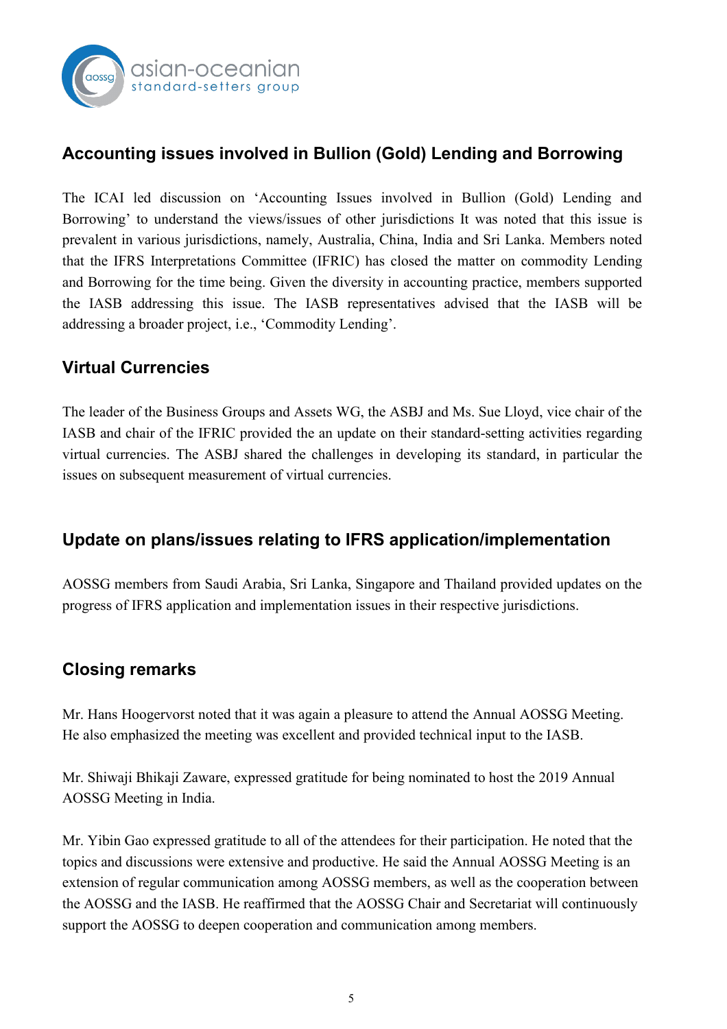## Accounting issues involved in Bullion (Gold) Lending and Borrowing

The ICAI led discussion on 'Accounting Issues involved in Bullion (Gold) Lending and Borrowing' to understand the views/issues of other jurisdictions It was noted that this issue is prevalent in various jurisdictions, namely, Australia, China, India and Sri Lanka. Members noted that the IFRS Interpretations Committee (IFRIC) has closed the matter on commodity Lending and Borrowing for the time being. Given the diversity in accounting practice, members supported the IASB addressing this issue. The IASB representatives advised that the IASB will be addressing a broader project, i.e., 'Commodity Lending'.

## Virtual Currencies

The leader of the Business Groups and Assets WG, the ASBJ and Ms. Sue Lloyd, vice chair of the IASB and chair of the IFRIC provided the an update on their standard-setting activities regarding virtual currencies. The ASBJ shared the challenges in developing its standard, in particular the issues on subsequent measurement of virtual currencies.

## Update on plans/issues relating to IFRS application/implementation

AOSSG members from Saudi Arabia, Sri Lanka, Singapore and Thailand provided updates on the progress of IFRS application and implementation issues in their respective jurisdictions.

## Closing remarks

Mr. Hans Hoogervorst noted that it was again a pleasure to attend the Annual AOSSG Meeting. He also emphasized the meeting was excellent and provided technical input to the IASB.

Mr. Shiwaji Bhikaji Zaware, expressed gratitude for being nominated to host the 2019 Annual AOSSG Meeting in India.

Mr. Yibin Gao expressed gratitude to all of the attendees for their participation. He noted that the topics and discussions were extensive and productive. He said the Annual AOSSG Meeting is an extension of regular communication among AOSSG members, as well as the cooperation between the AOSSG and the IASB. He reaffirmed that the AOSSG Chair and Secretariat will continuously support the AOSSG to deepen cooperation and communication among members.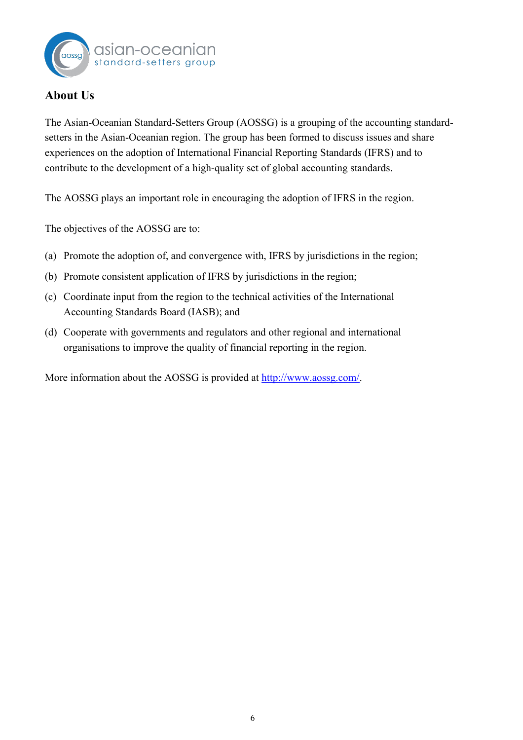## About Us

The Asian-Oceanian Standard-Setters Group (AOSSG) is a grouping of the accounting standard-setters in the Asian-Oceanian region. The group has been formed to discuss issues and share experiences on the adoption of International Financial Reporting Standards (IFRS) and to contribute to the development of a high-quality set of global accounting standards.

The AOSSG plays an important role in encouraging the adoption of IFRS in the region.

The objectives of the AOSSG are to:

(a) Promote the adoption of, and convergence with, IFRS by jurisdictions in the region;

(b) Promote consistent application of IFRS by jurisdictions in the region;

(c) Coordinate input from the region to the technical activities of the International Accounting Standards Board (IASB); and

(d) Cooperate with governments and regulators and other regional and international organisations to improve the quality of financial reporting in the region.

More information about the AOSSG is provided at [http://www.aossg.com/](http://www.aossg.com/).